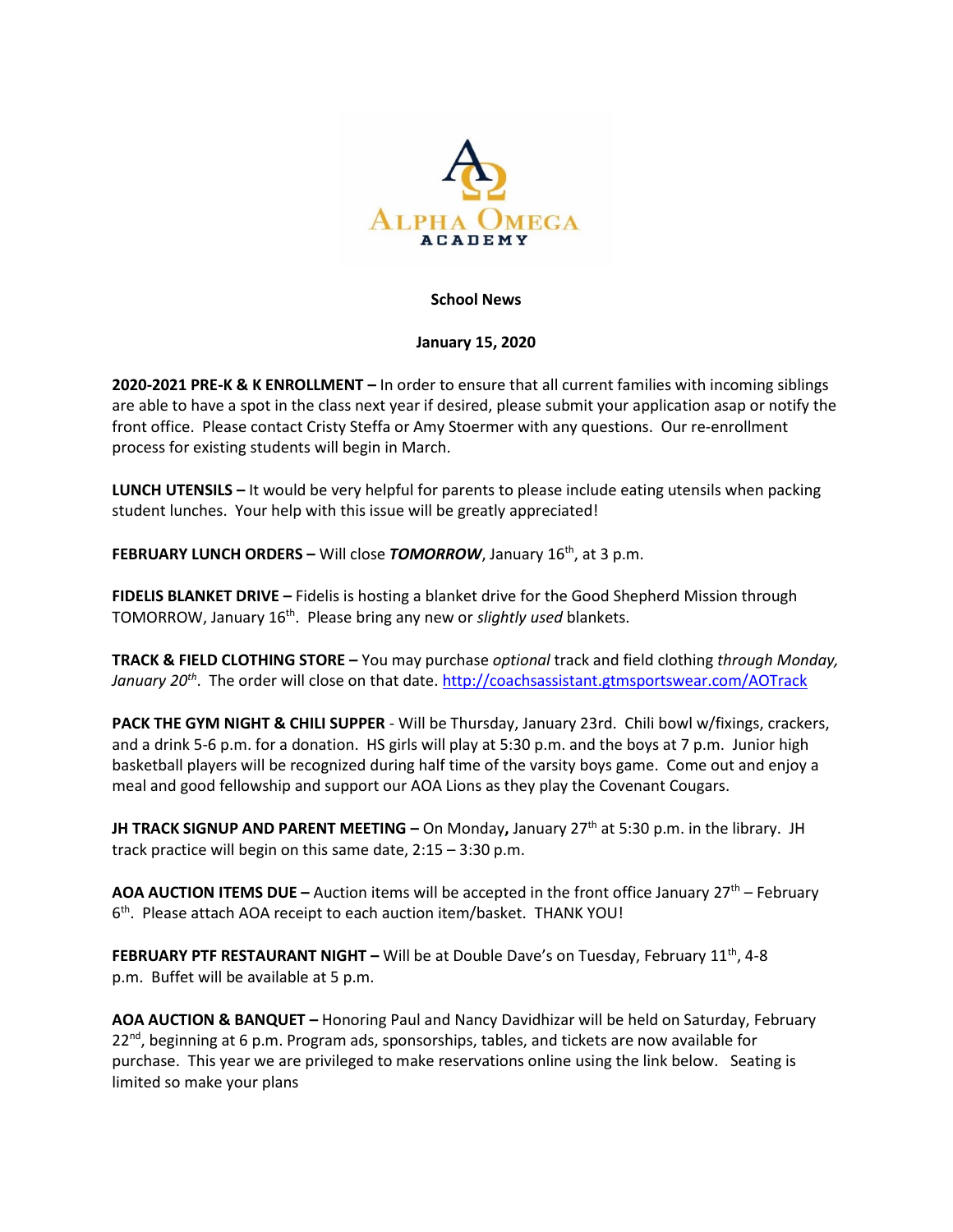ALPHA OMEGA ACADEMY

**School News**

**January 15, 2020**

**2020-2021 PRE-K & K ENROLLMENT –** In order to ensure that all current families with incoming siblings are able to have a spot in the class next year if desired, please submit your application asap or notify the front office. Please contact Cristy Steffa or Amy Stoermer with any questions. Our re-enrollment process for existing students will begin in March.

**LUNCH UTENSILS –** It would be very helpful for parents to please include eating utensils when packing student lunches. Your help with this issue will be greatly appreciated!

**FEBRUARY LUNCH ORDERS –** Will close ***TOMORROW***, January 16th, at 3 p.m.

**FIDELIS BLANKET DRIVE –** Fidelis is hosting a blanket drive for the Good Shepherd Mission through TOMORROW, January 16th. Please bring any new or *slightly used* blankets.

**TRACK & FIELD CLOTHING STORE –** You may purchase *optional* track and field clothing *through Monday, January 20th*. The order will close on that date. http://coachsassistant.gtmsportswear.com/AOTrack

**PACK THE GYM NIGHT & CHILI SUPPER** - Will be Thursday, January 23rd. Chili bowl w/fixings, crackers, and a drink 5-6 p.m. for a donation. HS girls will play at 5:30 p.m. and the boys at 7 p.m. Junior high basketball players will be recognized during half time of the varsity boys game. Come out and enjoy a meal and good fellowship and support our AOA Lions as they play the Covenant Cougars.

**JH TRACK SIGNUP AND PARENT MEETING –** On Monday**,** January 27th at 5:30 p.m. in the library. JH track practice will begin on this same date, 2:15 – 3:30 p.m.

**AOA AUCTION ITEMS DUE –** Auction items will be accepted in the front office January 27th – February 6th. Please attach AOA receipt to each auction item/basket. THANK YOU!

**FEBRUARY PTF RESTAURANT NIGHT –** Will be at Double Dave's on Tuesday, February 11th, 4-8 p.m. Buffet will be available at 5 p.m.

**AOA AUCTION & BANQUET –** Honoring Paul and Nancy Davidhizar will be held on Saturday, February 22nd, beginning at 6 p.m. Program ads, sponsorships, tables, and tickets are now available for purchase. This year we are privileged to make reservations online using the link below. Seating is limited so make your plans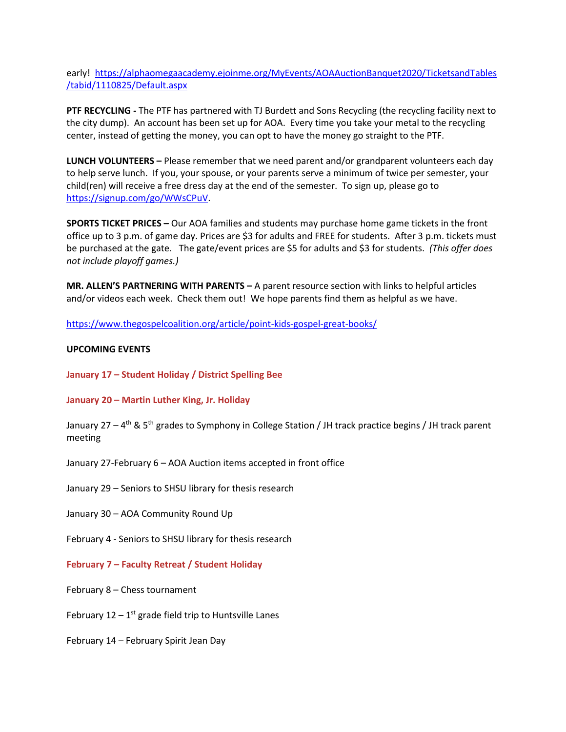early! [https://alphaomegaacademy.ejoinme.org/MyEvents/AOAAuctionBanquet2020/TicketsandTables/tabid/1110825/Default.aspx](https://alphaomegaacademy.ejoinme.org/MyEvents/AOAAuctionBanquet2020/TicketsandTables/tabid/1110825/Default.aspx)

**PTF RECYCLING -** The PTF has partnered with TJ Burdett and Sons Recycling (the recycling facility next to the city dump). An account has been set up for AOA. Every time you take your metal to the recycling center, instead of getting the money, you can opt to have the money go straight to the PTF.

**LUNCH VOLUNTEERS –** Please remember that we need parent and/or grandparent volunteers each day to help serve lunch. If you, your spouse, or your parents serve a minimum of twice per semester, your child(ren) will receive a free dress day at the end of the semester. To sign up, please go to [https://signup.com/go/WWsCPuV](https://signup.com/go/WWsCPuV).

**SPORTS TICKET PRICES –** Our AOA families and students may purchase home game tickets in the front office up to 3 p.m. of game day. Prices are $3 for adults and FREE for students. After 3 p.m. tickets must be purchased at the gate. The gate/event prices are $5 for adults and $3 for students. *(This offer does not include playoff games.)*

**MR. ALLEN'S PARTNERING WITH PARENTS –** A parent resource section with links to helpful articles and/or videos each week. Check them out! We hope parents find them as helpful as we have.

[https://www.thegospelcoalition.org/article/point-kids-gospel-great-books/](https://www.thegospelcoalition.org/article/point-kids-gospel-great-books/)

**UPCOMING EVENTS**

**January 17 – Student Holiday / District Spelling Bee**

**January 20 – Martin Luther King, Jr. Holiday**

January 27 – 4th & 5th grades to Symphony in College Station / JH track practice begins / JH track parent meeting

January 27-February 6 – AOA Auction items accepted in front office

January 29 – Seniors to SHSU library for thesis research

January 30 – AOA Community Round Up

February 4 - Seniors to SHSU library for thesis research

**February 7 – Faculty Retreat / Student Holiday**

February 8 – Chess tournament

February 12 – 1st grade field trip to Huntsville Lanes

February 14 – February Spirit Jean Day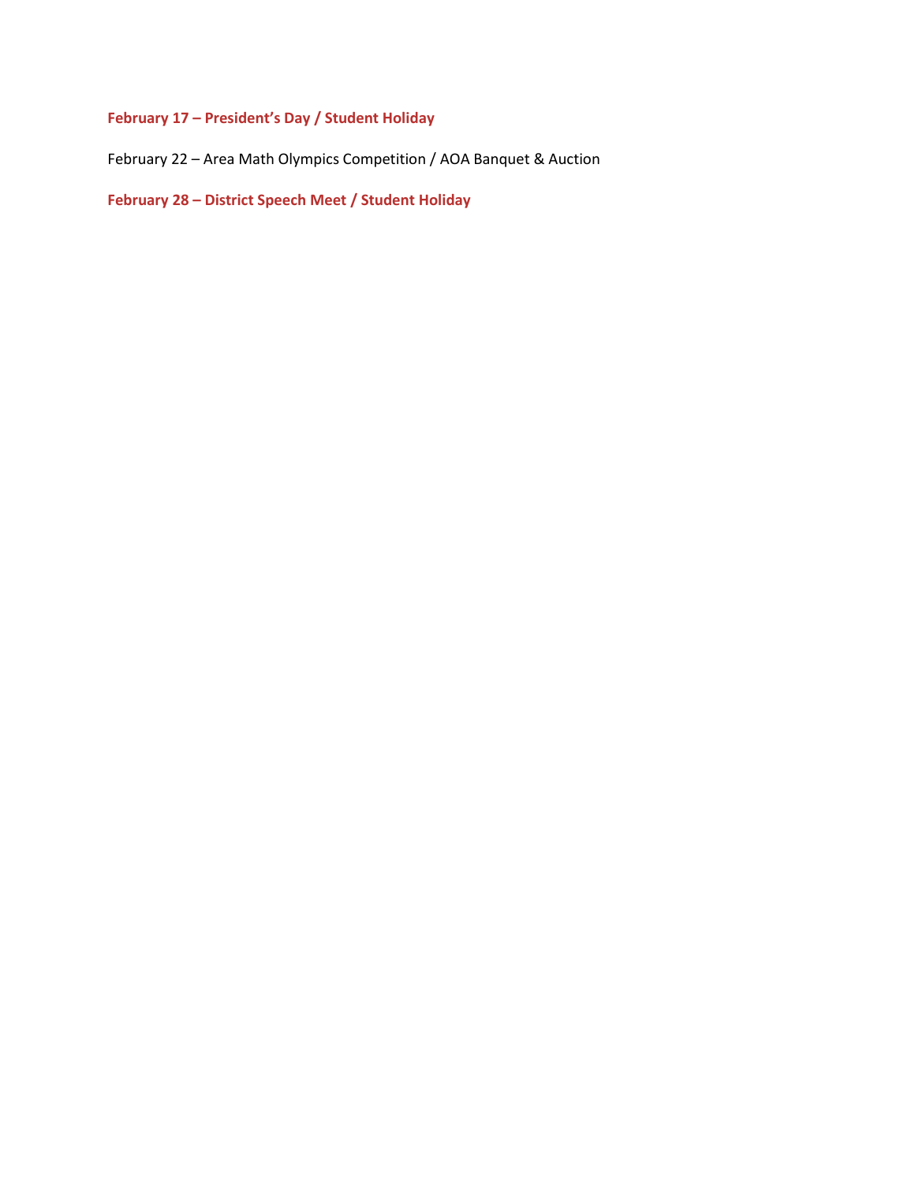**February 17 – President's Day / Student Holiday**

February 22 – Area Math Olympics Competition / AOA Banquet & Auction

**February 28 – District Speech Meet / Student Holiday**